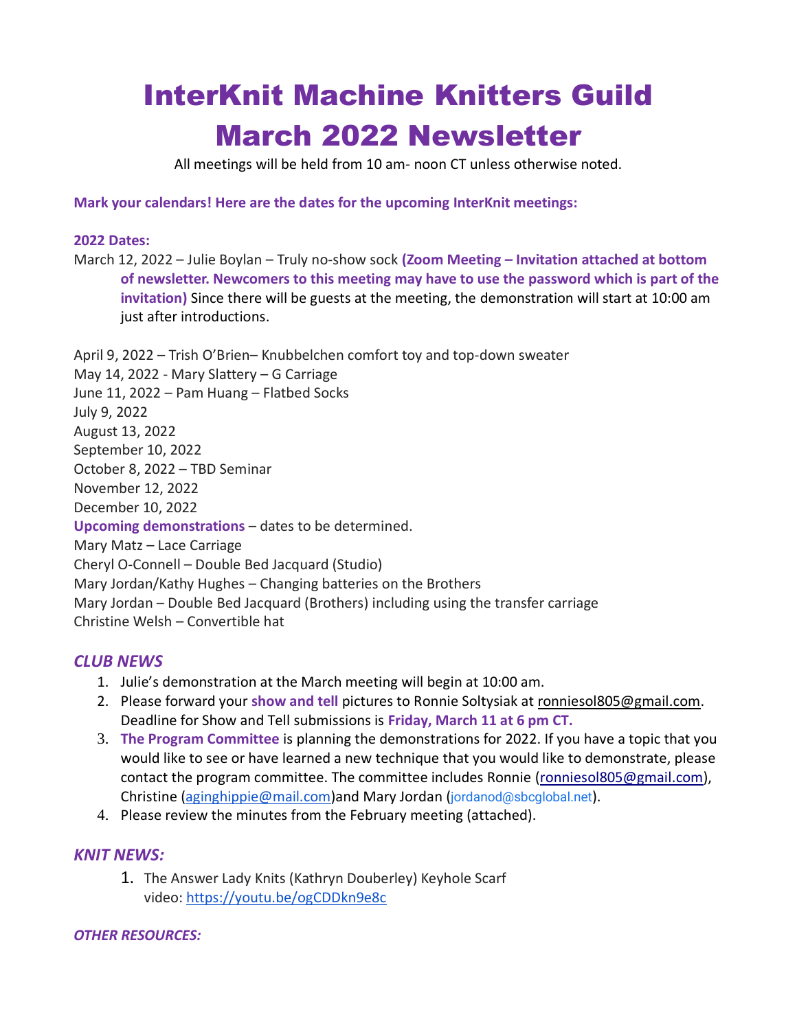# InterKnit Machine Knitters Guild
# March 2022 Newsletter

All meetings will be held from 10 am- noon CT unless otherwise noted.

**Mark your calendars! Here are the dates for the upcoming InterKnit meetings:**

**2022 Dates:**

March 12, 2022 – Julie Boylan – Truly no-show sock **(Zoom Meeting – Invitation attached at bottom of newsletter. Newcomers to this meeting may have to use the password which is part of the invitation)** Since there will be guests at the meeting, the demonstration will start at 10:00 am just after introductions.

April 9, 2022 – Trish O'Brien– Knubbelchen comfort toy and top-down sweater
May 14, 2022 - Mary Slattery – G Carriage
June 11, 2022 – Pam Huang – Flatbed Socks
July 9, 2022
August 13, 2022
September 10, 2022
October 8, 2022 – TBD Seminar
November 12, 2022
December 10, 2022
**Upcoming demonstrations** – dates to be determined.
Mary Matz – Lace Carriage
Cheryl O-Connell – Double Bed Jacquard (Studio)
Mary Jordan/Kathy Hughes – Changing batteries on the Brothers
Mary Jordan – Double Bed Jacquard (Brothers) including using the transfer carriage
Christine Welsh – Convertible hat

## *CLUB NEWS*

1. Julie's demonstration at the March meeting will begin at 10:00 am.
2. Please forward your **show and tell** pictures to Ronnie Soltysiak at ronniesol805@gmail.com. Deadline for Show and Tell submissions is **Friday, March 11 at 6 pm CT.**
3. **The Program Committee** is planning the demonstrations for 2022. If you have a topic that you would like to see or have learned a new technique that you would like to demonstrate, please contact the program committee. The committee includes Ronnie (ronniesol805@gmail.com), Christine (aginghippie@mail.com)and Mary Jordan (jordanod@sbcglobal.net).
4. Please review the minutes from the February meeting (attached).

## *KNIT NEWS:*

1. The Answer Lady Knits (Kathryn Douberley) Keyhole Scarf video: https://youtu.be/ogCDDkn9e8c

***OTHER RESOURCES:***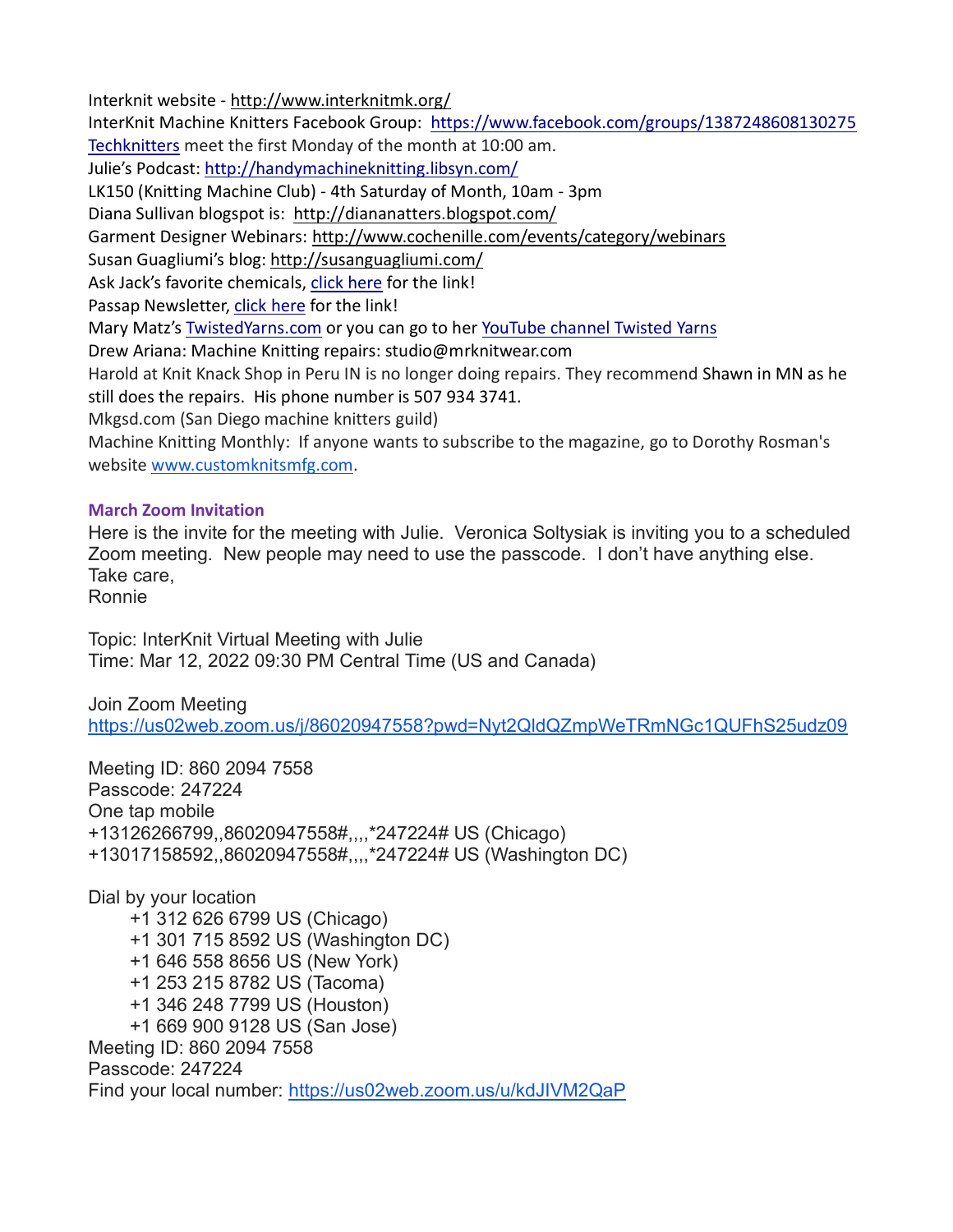Interknit website - http://www.interknitmk.org/
InterKnit Machine Knitters Facebook Group: https://www.facebook.com/groups/1387248608130275
Techknitters meet the first Monday of the month at 10:00 am.
Julie's Podcast: http://handymachineknitting.libsyn.com/
LK150 (Knitting Machine Club) - 4th Saturday of Month, 10am - 3pm
Diana Sullivan blogspot is: http://diananatters.blogspot.com/
Garment Designer Webinars: http://www.cochenille.com/events/category/webinars
Susan Guagliumi's blog: http://susanguagliumi.com/
Ask Jack's favorite chemicals, click here for the link!
Passap Newsletter, click here for the link!
Mary Matz's TwistedYarns.com or you can go to her YouTube channel Twisted Yarns
Drew Ariana: Machine Knitting repairs: studio@mrknitwear.com
Harold at Knit Knack Shop in Peru IN is no longer doing repairs. They recommend Shawn in MN as he still does the repairs. His phone number is 507 934 3741.
Mkgsd.com (San Diego machine knitters guild)
Machine Knitting Monthly: If anyone wants to subscribe to the magazine, go to Dorothy Rosman's website www.customknitsmfg.com.

## March Zoom Invitation

Here is the invite for the meeting with Julie. Veronica Soltysiak is inviting you to a scheduled Zoom meeting. New people may need to use the passcode. I don't have anything else.
Take care,
Ronnie

Topic: InterKnit Virtual Meeting with Julie
Time: Mar 12, 2022 09:30 PM Central Time (US and Canada)

Join Zoom Meeting
https://us02web.zoom.us/j/86020947558?pwd=Nyt2QldQZmpWeTRmNGc1QUFhS25udz09

Meeting ID: 860 2094 7558
Passcode: 247224
One tap mobile
+13126266799,,86020947558#,,,,*247224# US (Chicago)
+13017158592,,86020947558#,,,,*247224# US (Washington DC)

Dial by your location
- +1 312 626 6799 US (Chicago)
- +1 301 715 8592 US (Washington DC)
- +1 646 558 8656 US (New York)
- +1 253 215 8782 US (Tacoma)
- +1 346 248 7799 US (Houston)
- +1 669 900 9128 US (San Jose)

Meeting ID: 860 2094 7558
Passcode: 247224
Find your local number: https://us02web.zoom.us/u/kdJIVM2QaP